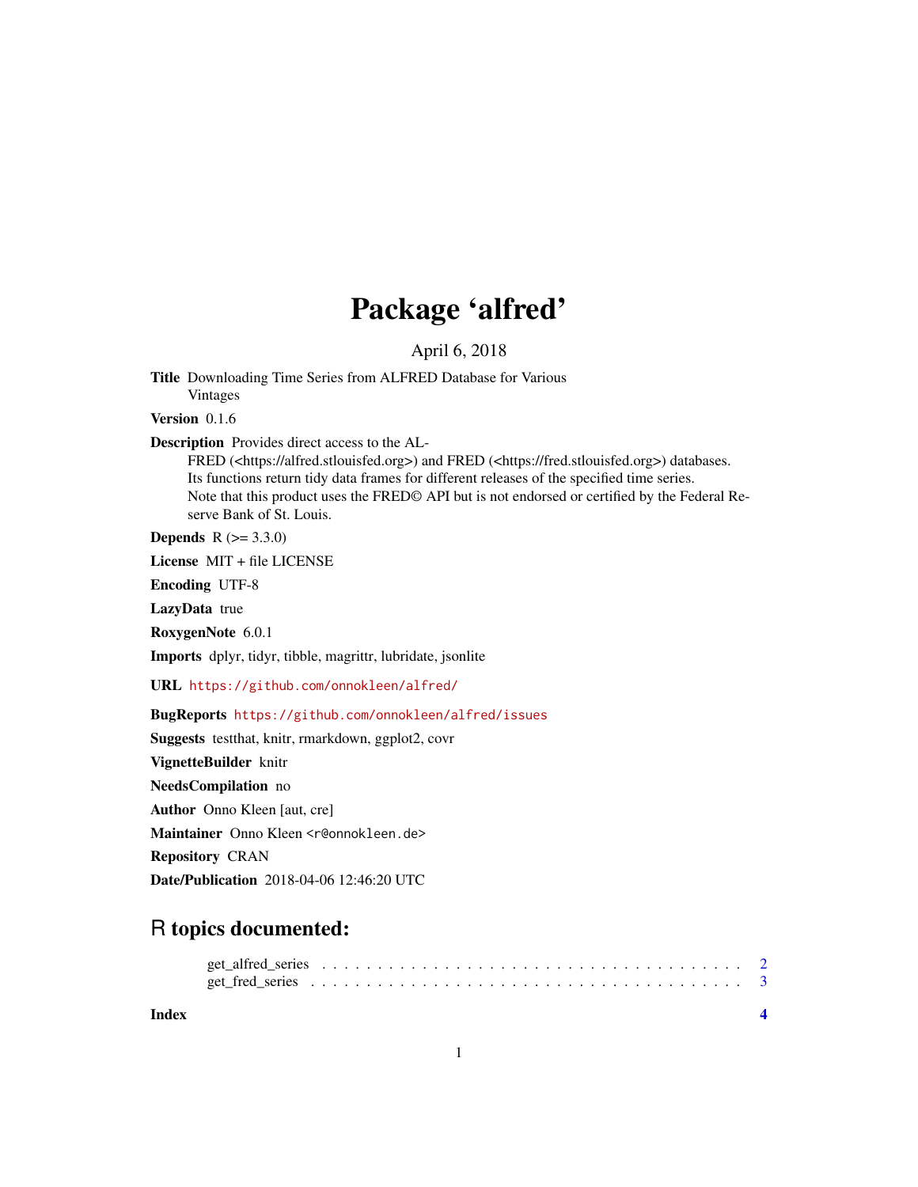# Package 'alfred'

April 6, 2018

**Title** Downloading Time Series from ALFRED Database for Various Vintages

**Version** 0.1.6

**Description** Provides direct access to the ALFRED (<https://alfred.stlouisfed.org>) and FRED (<https://fred.stlouisfed.org>) databases. Its functions return tidy data frames for different releases of the specified time series. Note that this product uses the FRED© API but is not endorsed or certified by the Federal Reserve Bank of St. Louis.

**Depends** R (>= 3.3.0)

**License** MIT + file LICENSE

**Encoding** UTF-8

**LazyData** true

**RoxygenNote** 6.0.1

**Imports** dplyr, tidyr, tibble, magrittr, lubridate, jsonlite

**URL** https://github.com/onnokleen/alfred/

**BugReports** https://github.com/onnokleen/alfred/issues

**Suggests** testthat, knitr, rmarkdown, ggplot2, covr

**VignetteBuilder** knitr

**NeedsCompilation** no

**Author** Onno Kleen [aut, cre]

**Maintainer** Onno Kleen <r@onnokleen.de>

**Repository** CRAN

**Date/Publication** 2018-04-06 12:46:20 UTC

## R topics documented:

get_alfred_series . . . . . . . . . . . . . . . . . . . . . . . . . . . . . . . . . . . 2
get_fred_series . . . . . . . . . . . . . . . . . . . . . . . . . . . . . . . . . . . . 3

**Index** **4**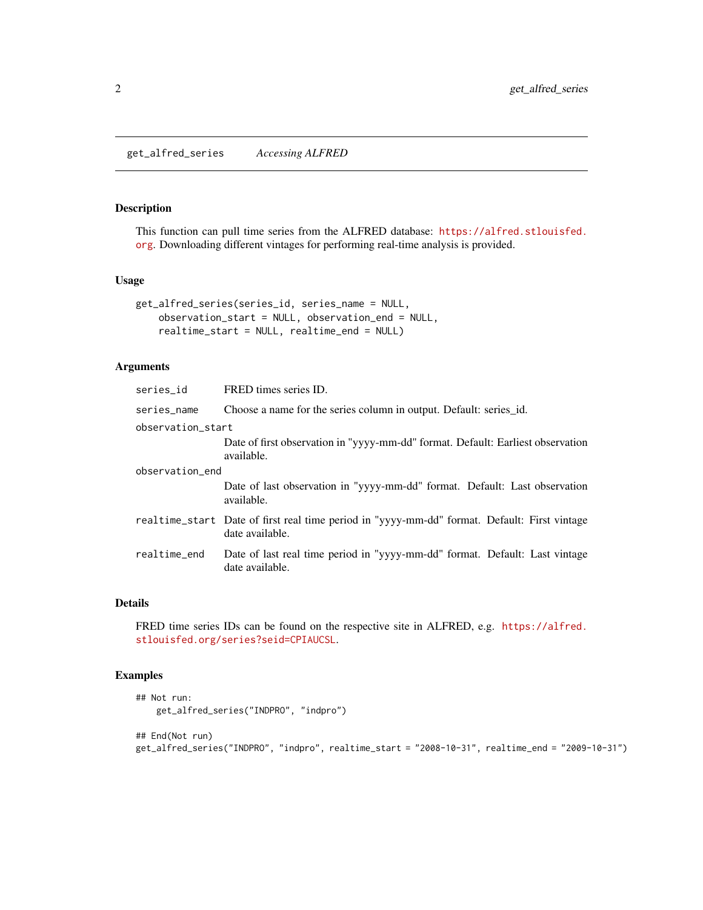## get_alfred_series — *Accessing ALFRED*

### Description

This function can pull time series from the ALFRED database: https://alfred.stlouisfed.org. Downloading different vintages for performing real-time analysis is provided.

### Usage

```
get_alfred_series(series_id, series_name = NULL,
    observation_start = NULL, observation_end = NULL,
    realtime_start = NULL, realtime_end = NULL)
```

### Arguments

| Argument | Description |
| --- | --- |
| `series_id` | FRED times series ID. |
| `series_name` | Choose a name for the series column in output. Default: series_id. |
| `observation_start` | Date of first observation in "yyyy-mm-dd" format. Default: Earliest observation available. |
| `observation_end` | Date of last observation in "yyyy-mm-dd" format. Default: Last observation available. |
| `realtime_start` | Date of first real time period in "yyyy-mm-dd" format. Default: First vintage date available. |
| `realtime_end` | Date of last real time period in "yyyy-mm-dd" format. Default: Last vintage date available. |

### Details

FRED time series IDs can be found on the respective site in ALFRED, e.g. https://alfred.stlouisfed.org/series?seid=CPIAUCSL.

### Examples

```
## Not run:
    get_alfred_series("INDPRO", "indpro")

## End(Not run)
get_alfred_series("INDPRO", "indpro", realtime_start = "2008-10-31", realtime_end = "2009-10-31")
```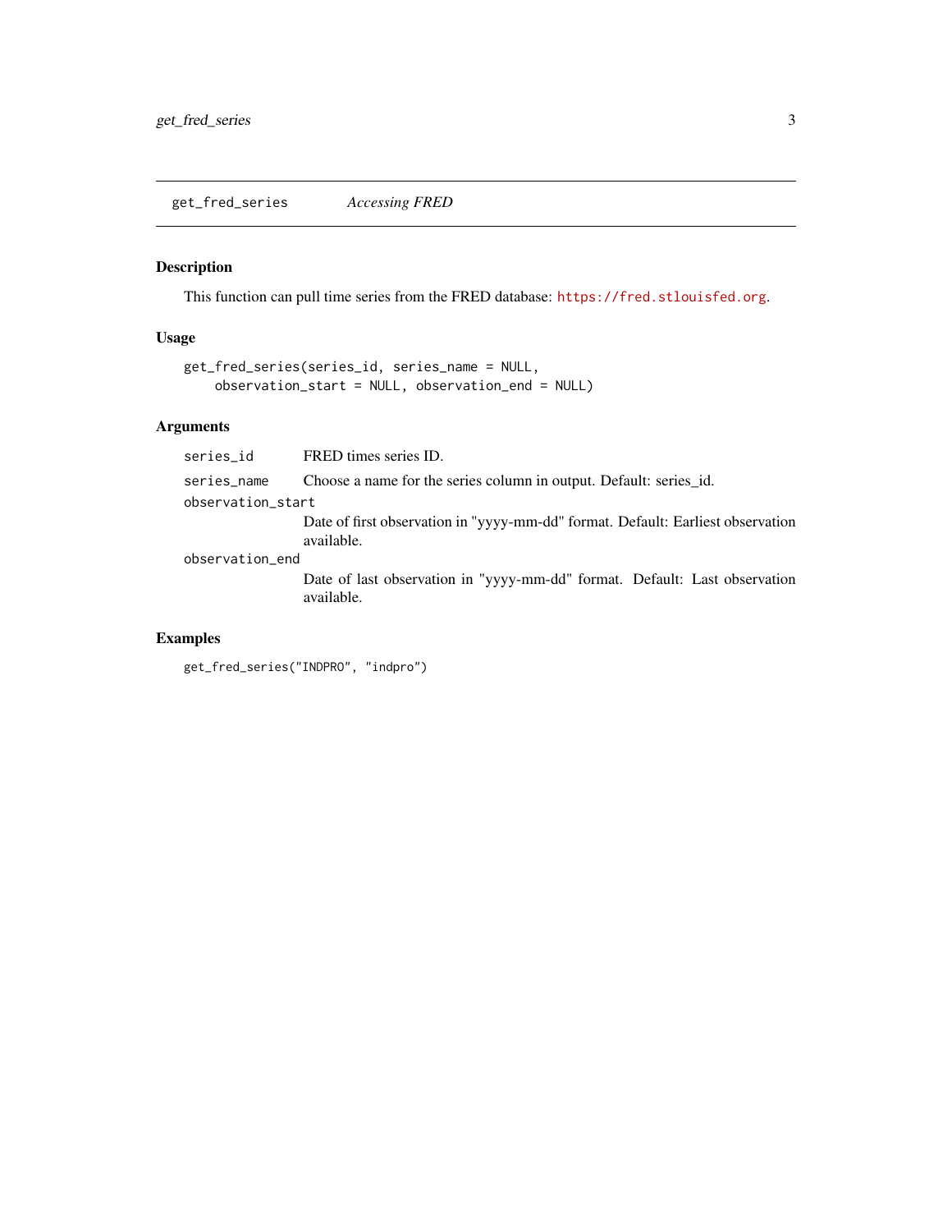## get_fred_series — *Accessing FRED*

### Description

This function can pull time series from the FRED database: https://fred.stlouisfed.org.

### Usage

```
get_fred_series(series_id, series_name = NULL,
    observation_start = NULL, observation_end = NULL)
```

### Arguments

| | |
|---|---|
| `series_id` | FRED times series ID. |
| `series_name` | Choose a name for the series column in output. Default: series_id. |
| `observation_start` | Date of first observation in "yyyy-mm-dd" format. Default: Earliest observation available. |
| `observation_end` | Date of last observation in "yyyy-mm-dd" format. Default: Last observation available. |

### Examples

```
get_fred_series("INDPRO", "indpro")
```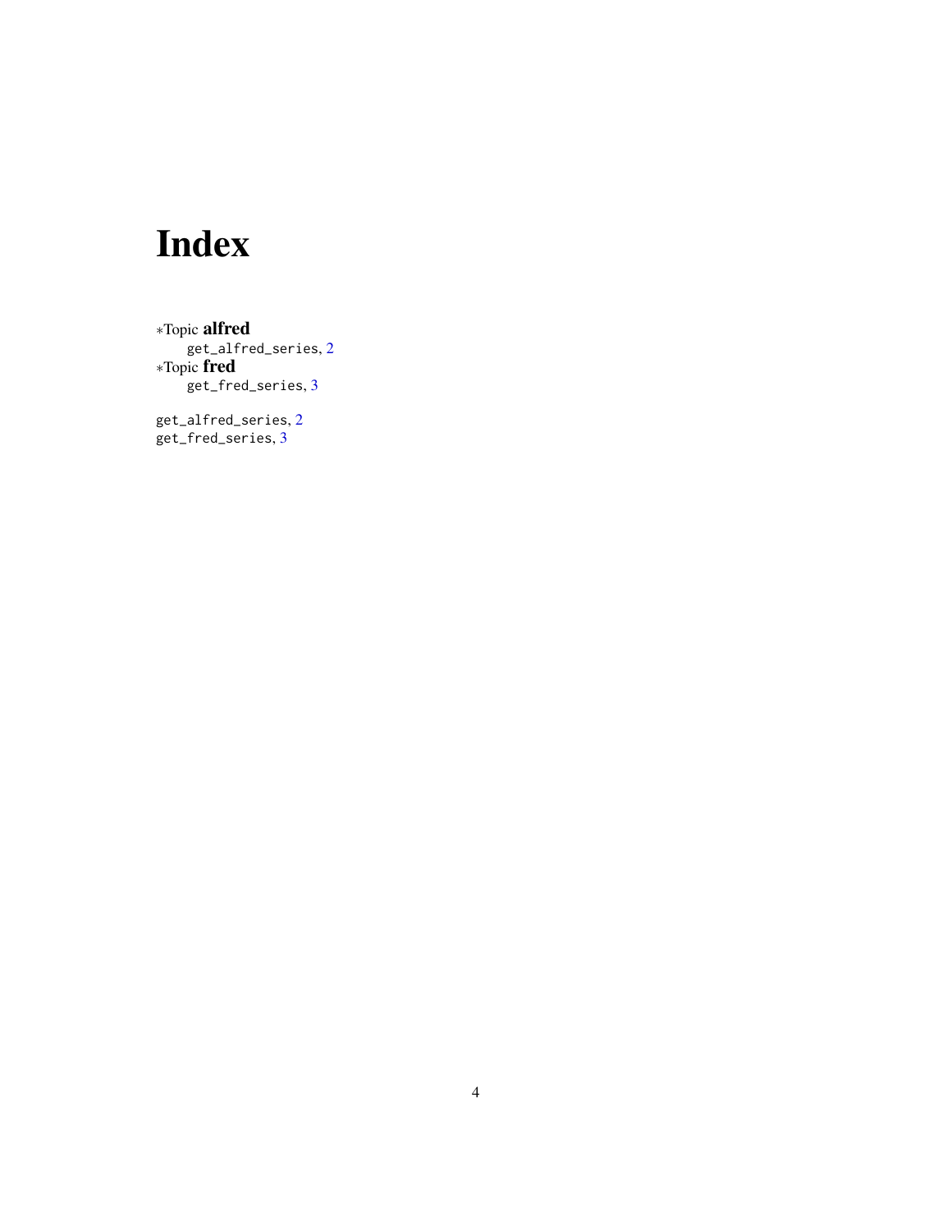# Index

∗Topic **alfred**
    get_alfred_series, 2
∗Topic **fred**
    get_fred_series, 3

get_alfred_series, 2
get_fred_series, 3